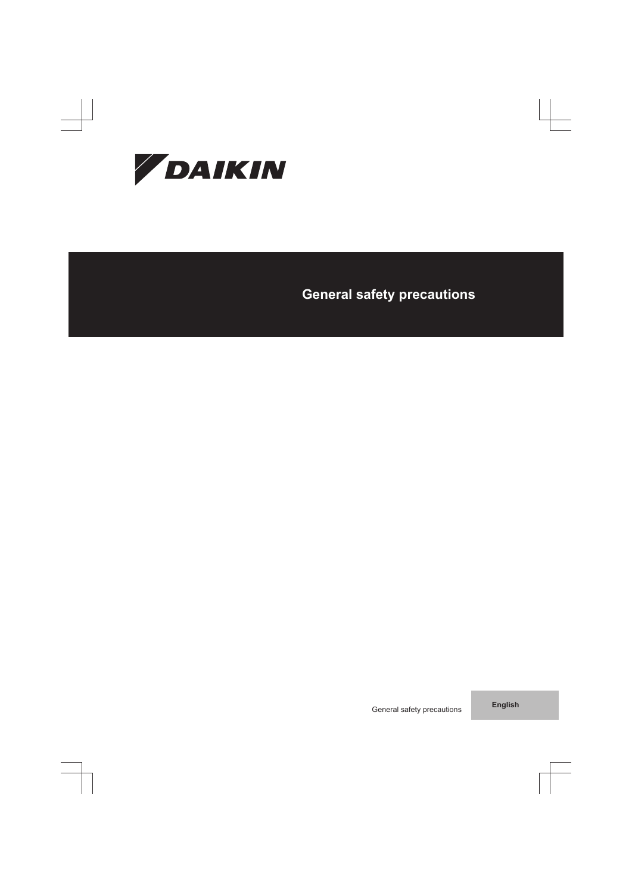DAIKIN

# General safety precautions

General safety precautions

English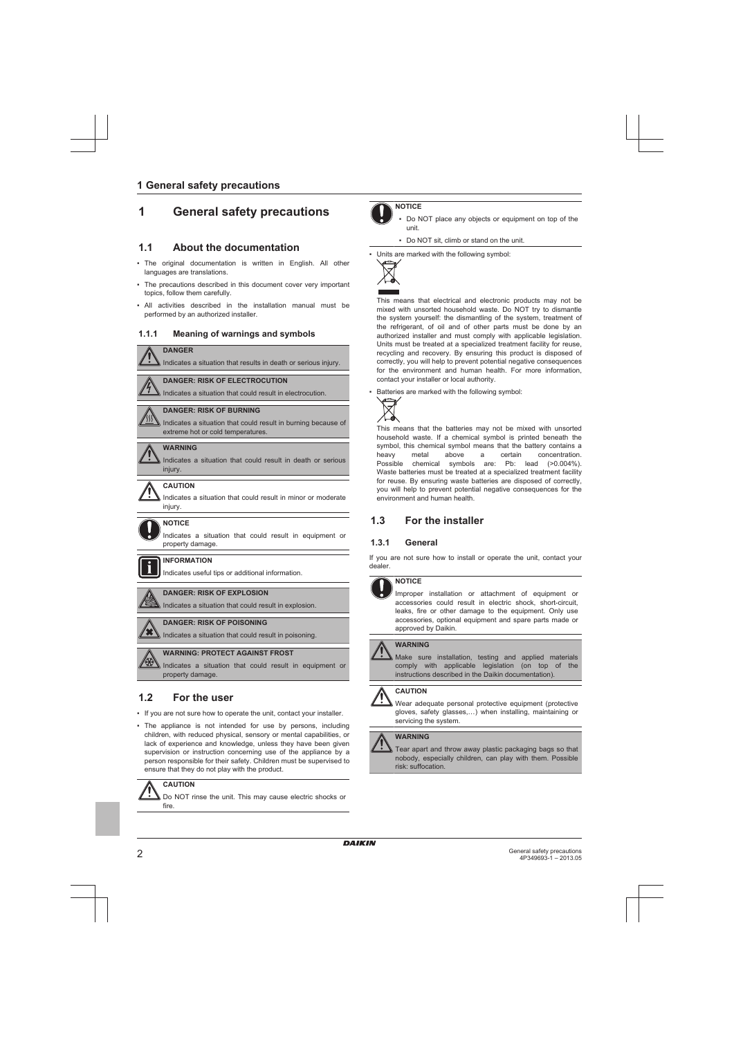# 1 General safety precautions

## 1.1 About the documentation

- The original documentation is written in English. All other languages are translations.
- The precautions described in this document cover very important topics, follow them carefully.
- All activities described in the installation manual must be performed by an authorized installer.

### 1.1.1 Meaning of warnings and symbols

**DANGER**

Indicates a situation that results in death or serious injury.

**DANGER: RISK OF ELECTROCUTION**

Indicates a situation that could result in electrocution.

**DANGER: RISK OF BURNING**

Indicates a situation that could result in burning because of extreme hot or cold temperatures.

**WARNING**

Indicates a situation that could result in death or serious injury.

**CAUTION**

Indicates a situation that could result in minor or moderate injury.

**NOTICE**

Indicates a situation that could result in equipment or property damage.

**INFORMATION**

Indicates useful tips or additional information.

**DANGER: RISK OF EXPLOSION**

Indicates a situation that could result in explosion.

**DANGER: RISK OF POISONING**

Indicates a situation that could result in poisoning.

**WARNING: PROTECT AGAINST FROST**

Indicates a situation that could result in equipment or property damage.

## 1.2 For the user

- If you are not sure how to operate the unit, contact your installer.
- The appliance is not intended for use by persons, including children, with reduced physical, sensory or mental capabilities, or lack of experience and knowledge, unless they have been given supervision or instruction concerning use of the appliance by a person responsible for their safety. Children must be supervised to ensure that they do not play with the product.

**CAUTION**

Do NOT rinse the unit. This may cause electric shocks or fire.

**NOTICE**

- Do NOT place any objects or equipment on top of the unit.
- Do NOT sit, climb or stand on the unit.

- Units are marked with the following symbol:

This means that electrical and electronic products may not be mixed with unsorted household waste. Do NOT try to dismantle the system yourself: the dismantling of the system, treatment of the refrigerant, of oil and of other parts must be done by an authorized installer and must comply with applicable legislation. Units must be treated at a specialized treatment facility for reuse, recycling and recovery. By ensuring this product is disposed of correctly, you will help to prevent potential negative consequences for the environment and human health. For more information, contact your installer or local authority.

- Batteries are marked with the following symbol:

This means that the batteries may not be mixed with unsorted household waste. If a chemical symbol is printed beneath the symbol, this chemical symbol means that the battery contains a heavy metal above a certain concentration. Possible chemical symbols are: Pb: lead (>0.004%). Waste batteries must be treated at a specialized treatment facility for reuse. By ensuring waste batteries are disposed of correctly, you will help to prevent potential negative consequences for the environment and human health.

## 1.3 For the installer

### 1.3.1 General

If you are not sure how to install or operate the unit, contact your dealer.

**NOTICE**

Improper installation or attachment of equipment or accessories could result in electric shock, short-circuit, leaks, fire or other damage to the equipment. Only use accessories, optional equipment and spare parts made or approved by Daikin.

**WARNING**

Make sure installation, testing and applied materials comply with applicable legislation (on top of the instructions described in the Daikin documentation).

**CAUTION**

Wear adequate personal protective equipment (protective gloves, safety glasses,…) when installing, maintaining or servicing the system.

**WARNING**

Tear apart and throw away plastic packaging bags so that nobody, especially children, can play with them. Possible risk: suffocation.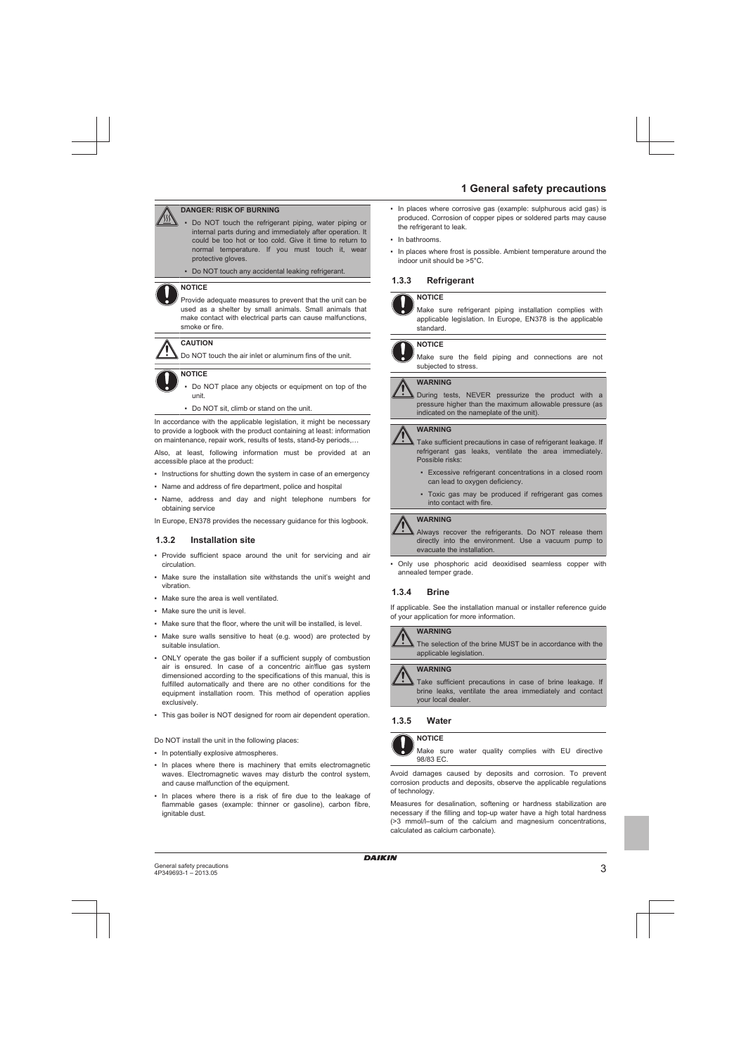**DANGER: RISK OF BURNING**

- Do NOT touch the refrigerant piping, water piping or internal parts during and immediately after operation. It could be too hot or too cold. Give it time to return to normal temperature. If you must touch it, wear protective gloves.
- Do NOT touch any accidental leaking refrigerant.

**NOTICE**

Provide adequate measures to prevent that the unit can be used as a shelter by small animals. Small animals that make contact with electrical parts can cause malfunctions, smoke or fire.

**CAUTION**

Do NOT touch the air inlet or aluminum fins of the unit.

**NOTICE**

- Do NOT place any objects or equipment on top of the unit.
- Do NOT sit, climb or stand on the unit.

In accordance with the applicable legislation, it might be necessary to provide a logbook with the product containing at least: information on maintenance, repair work, results of tests, stand-by periods,…

Also, at least, following information must be provided at an accessible place at the product:

- Instructions for shutting down the system in case of an emergency
- Name and address of fire department, police and hospital
- Name, address and day and night telephone numbers for obtaining service

In Europe, EN378 provides the necessary guidance for this logbook.

### 1.3.2 Installation site

- Provide sufficient space around the unit for servicing and air circulation.
- Make sure the installation site withstands the unit's weight and vibration.
- Make sure the area is well ventilated.
- Make sure the unit is level.
- Make sure that the floor, where the unit will be installed, is level.
- Make sure walls sensitive to heat (e.g. wood) are protected by suitable insulation.
- ONLY operate the gas boiler if a sufficient supply of combustion air is ensured. In case of a concentric air/flue gas system dimensioned according to the specifications of this manual, this is fulfilled automatically and there are no other conditions for the equipment installation room. This method of operation applies exclusively.
- This gas boiler is NOT designed for room air dependent operation.

Do NOT install the unit in the following places:

- In potentially explosive atmospheres.
- In places where there is machinery that emits electromagnetic waves. Electromagnetic waves may disturb the control system, and cause malfunction of the equipment.
- In places where there is a risk of fire due to the leakage of flammable gases (example: thinner or gasoline), carbon fibre, ignitable dust.
- In places where corrosive gas (example: sulphurous acid gas) is produced. Corrosion of copper pipes or soldered parts may cause the refrigerant to leak.
- In bathrooms.
- In places where frost is possible. Ambient temperature around the indoor unit should be >5°C.

### 1.3.3 Refrigerant

**NOTICE**

Make sure refrigerant piping installation complies with applicable legislation. In Europe, EN378 is the applicable standard.

**NOTICE**

Make sure the field piping and connections are not subjected to stress.

**WARNING**

During tests, NEVER pressurize the product with a pressure higher than the maximum allowable pressure (as indicated on the nameplate of the unit).

**WARNING**

Take sufficient precautions in case of refrigerant leakage. If refrigerant gas leaks, ventilate the area immediately. Possible risks:

- Excessive refrigerant concentrations in a closed room can lead to oxygen deficiency.
- Toxic gas may be produced if refrigerant gas comes into contact with fire.

**WARNING**

Always recover the refrigerants. Do NOT release them directly into the environment. Use a vacuum pump to evacuate the installation.

- Only use phosphoric acid deoxidised seamless copper with annealed temper grade.

### 1.3.4 Brine

If applicable. See the installation manual or installer reference guide of your application for more information.

**WARNING**

The selection of the brine MUST be in accordance with the applicable legislation.

**WARNING**

Take sufficient precautions in case of brine leakage. If brine leaks, ventilate the area immediately and contact your local dealer.

### 1.3.5 Water

**NOTICE**

Make sure water quality complies with EU directive 98/83 EC.

Avoid damages caused by deposits and corrosion. To prevent corrosion products and deposits, observe the applicable regulations of technology.

Measures for desalination, softening or hardness stabilization are necessary if the filling and top-up water have a high total hardness (>3 mmol/l–sum of the calcium and magnesium concentrations, calculated as calcium carbonate).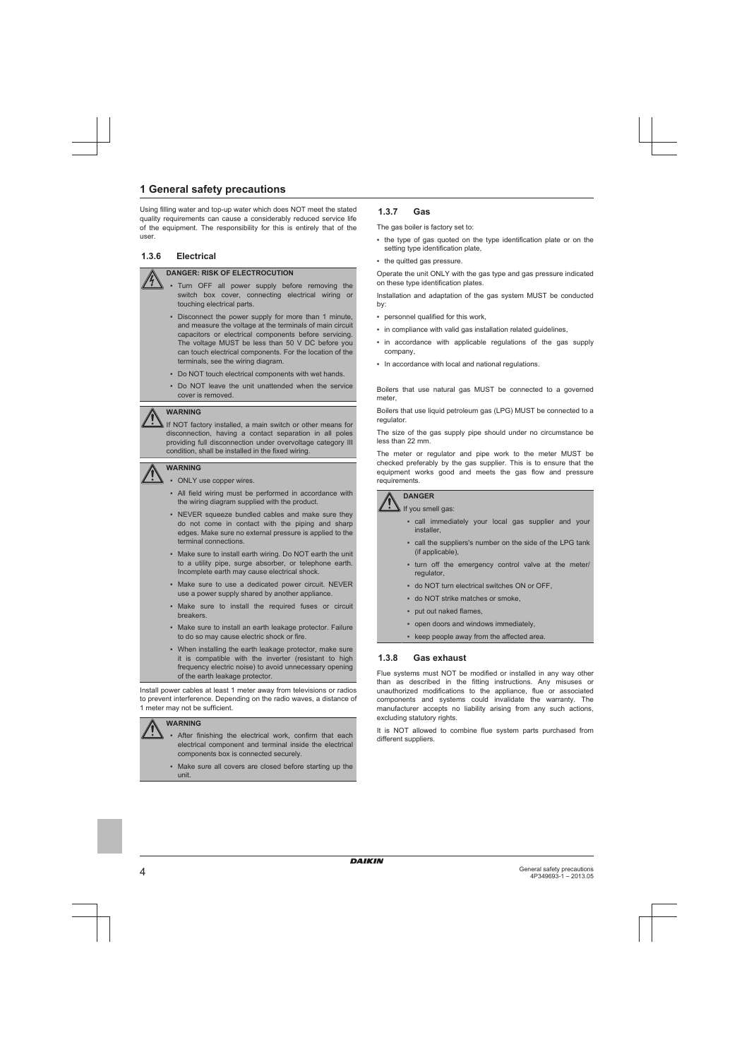# 1 General safety precautions

Using filling water and top-up water which does NOT meet the stated quality requirements can cause a considerably reduced service life of the equipment. The responsibility for this is entirely that of the user.

### 1.3.6 Electrical

**DANGER: RISK OF ELECTROCUTION**

- Turn OFF all power supply before removing the switch box cover, connecting electrical wiring or touching electrical parts.
- Disconnect the power supply for more than 1 minute, and measure the voltage at the terminals of main circuit capacitors or electrical components before servicing. The voltage MUST be less than 50 V DC before you can touch electrical components. For the location of the terminals, see the wiring diagram.
- Do NOT touch electrical components with wet hands.
- Do NOT leave the unit unattended when the service cover is removed.

**WARNING**

If NOT factory installed, a main switch or other means for disconnection, having a contact separation in all poles providing full disconnection under overvoltage category III condition, shall be installed in the fixed wiring.

**WARNING**

- ONLY use copper wires.
- All field wiring must be performed in accordance with the wiring diagram supplied with the product.
- NEVER squeeze bundled cables and make sure they do not come in contact with the piping and sharp edges. Make sure no external pressure is applied to the terminal connections.
- Make sure to install earth wiring. Do NOT earth the unit to a utility pipe, surge absorber, or telephone earth. Incomplete earth may cause electrical shock.
- Make sure to use a dedicated power circuit. NEVER use a power supply shared by another appliance.
- Make sure to install the required fuses or circuit breakers.
- Make sure to install an earth leakage protector. Failure to do so may cause electric shock or fire.
- When installing the earth leakage protector, make sure it is compatible with the inverter (resistant to high frequency electric noise) to avoid unnecessary opening of the earth leakage protector.

Install power cables at least 1 meter away from televisions or radios to prevent interference. Depending on the radio waves, a distance of 1 meter may not be sufficient.

**WARNING**

- After finishing the electrical work, confirm that each electrical component and terminal inside the electrical components box is connected securely.
- Make sure all covers are closed before starting up the unit.

### 1.3.7 Gas

The gas boiler is factory set to:

- the type of gas quoted on the type identification plate or on the setting type identification plate,
- the quitted gas pressure.

Operate the unit ONLY with the gas type and gas pressure indicated on these type identification plates.

Installation and adaptation of the gas system MUST be conducted by:

- personnel qualified for this work,
- in compliance with valid gas installation related guidelines,
- in accordance with applicable regulations of the gas supply company,
- In accordance with local and national regulations.

Boilers that use natural gas MUST be connected to a governed meter,

Boilers that use liquid petroleum gas (LPG) MUST be connected to a regulator.

The size of the gas supply pipe should under no circumstance be less than 22 mm.

The meter or regulator and pipe work to the meter MUST be checked preferably by the gas supplier. This is to ensure that the equipment works good and meets the gas flow and pressure requirements.

**DANGER**

If you smell gas:

- call immediately your local gas supplier and your installer,
- call the suppliers's number on the side of the LPG tank (if applicable),
- turn off the emergency control valve at the meter/regulator,
- do NOT turn electrical switches ON or OFF,
- do NOT strike matches or smoke,
- put out naked flames,
- open doors and windows immediately,
- keep people away from the affected area.

### 1.3.8 Gas exhaust

Flue systems must NOT be modified or installed in any way other than as described in the fitting instructions. Any misuses or unauthorized modifications to the appliance, flue or associated components and systems could invalidate the warranty. The manufacturer accepts no liability arising from any such actions, excluding statutory rights.

It is NOT allowed to combine flue system parts purchased from different suppliers.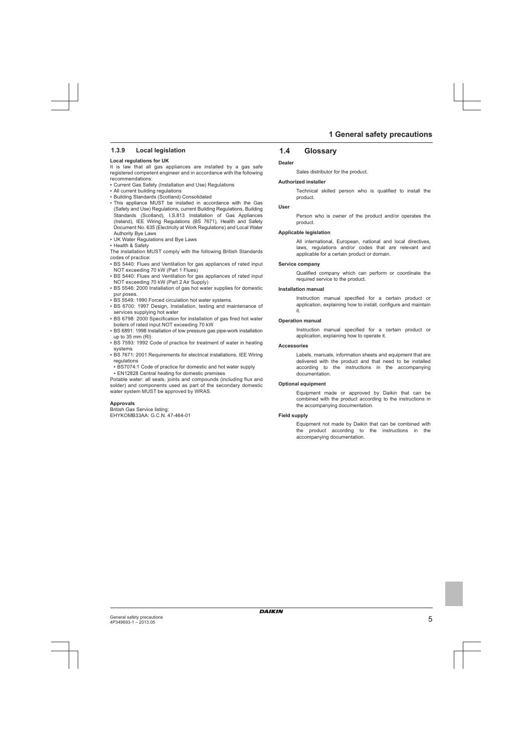### 1.3.9 Local legislation

**Local regulations for UK**

It is law that all gas appliances are installed by a gas safe registered competent engineer and in accordance with the following recommendations:

- Current Gas Safety (Installation and Use) Regulations
- All current building regulations
- Building Standards (Scotland) Consolidated
- This appliance MUST be installed in accordance with the Gas (Safety and Use) Regulations, current Building Regulations, Building Standards (Scotland), I.S.813 Installation of Gas Appliances (Ireland), IEE Wiring Regulations (BS 7671), Health and Safety Document No. 635 (Electricity at Work Regulations) and Local Water Authority Bye Laws
- UK Water Regulations and Bye Laws
- Health & Safety

The installation MUST comply with the following British Standards codes of practice:

- BS 5440: Flues and Ventilation for gas appliances of rated input NOT exceeding 70 kW (Part 1 Flues)
- BS 5440: Flues and Ventilation for gas appliances of rated input NOT exceeding 70 kW (Part 2 Air Supply)
- BS 5546: 2000 Installation of gas hot water supplies for domestic pur poses.
- BS 5549: 1990 Forced circulation hot water systems.
- BS 6700: 1997 Design, Installation, testing and maintenance of services supplying hot water
- BS 6798: 2000 Specification for installation of gas fired hot water boilers of rated input NOT exceeding 70 kW
- BS 6891: 1998 Installation of low pressure gas pipe-work installation up to 35 mm (RI)
- BS 7593: 1992 Code of practice for treatment of water in heating systems
- BS 7671: 2001 Requirements for electrical installations, IEE Wiring regulations
- BS7074:1 Code of practice for domestic and hot water supply
- EN12828 Central heating for domestic premises

Potable water: all seals, joints and compounds (including flux and solder) and components used as part of the secondary domestic water system MUST be approved by WRAS.

**Approvals**

British Gas Service listing:
EHYKOMB33AA: G.C.N. 47-464-01

## 1.4 Glossary

**Dealer**

Sales distributor for the product.

**Authorized installer**

Technical skilled person who is qualified to install the product.

**User**

Person who is owner of the product and/or operates the product.

**Applicable legislation**

All international, European, national and local directives, laws, regulations and/or codes that are relevant and applicable for a certain product or domain.

**Service company**

Qualified company which can perform or coordinate the required service to the product.

**Installation manual**

Instruction manual specified for a certain product or application, explaining how to install, configure and maintain it.

**Operation manual**

Instruction manual specified for a certain product or application, explaining how to operate it.

**Accessories**

Labels, manuals, information sheets and equipment that are delivered with the product and that need to be installed according to the instructions in the accompanying documentation.

**Optional equipment**

Equipment made or approved by Daikin that can be combined with the product according to the instructions in the accompanying documentation.

**Field supply**

Equipment not made by Daikin that can be combined with the product according to the instructions in the accompanying documentation.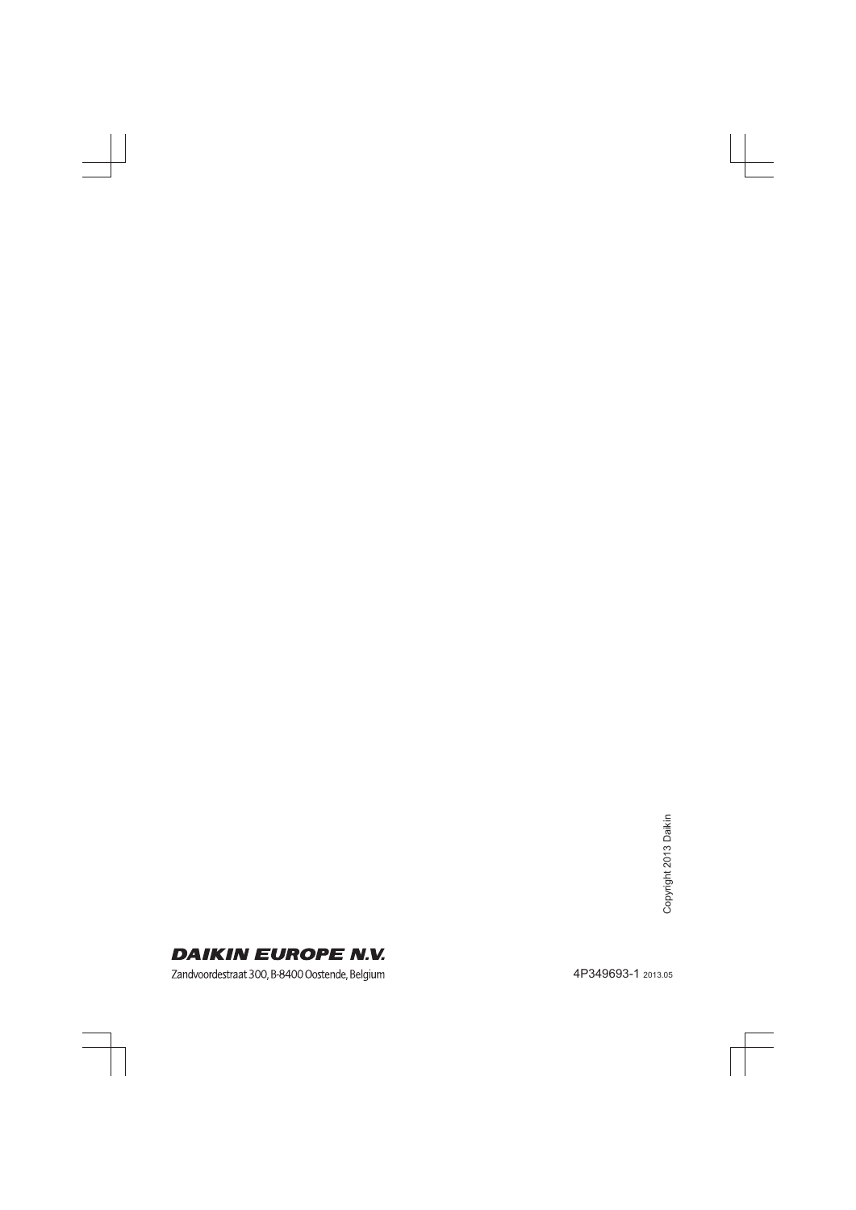Copyright 2013 Daikin

**DAIKIN EUROPE N.V.**

Zandvoordestraat 300, B-8400 Oostende, Belgium

4P349693-1 2013.05